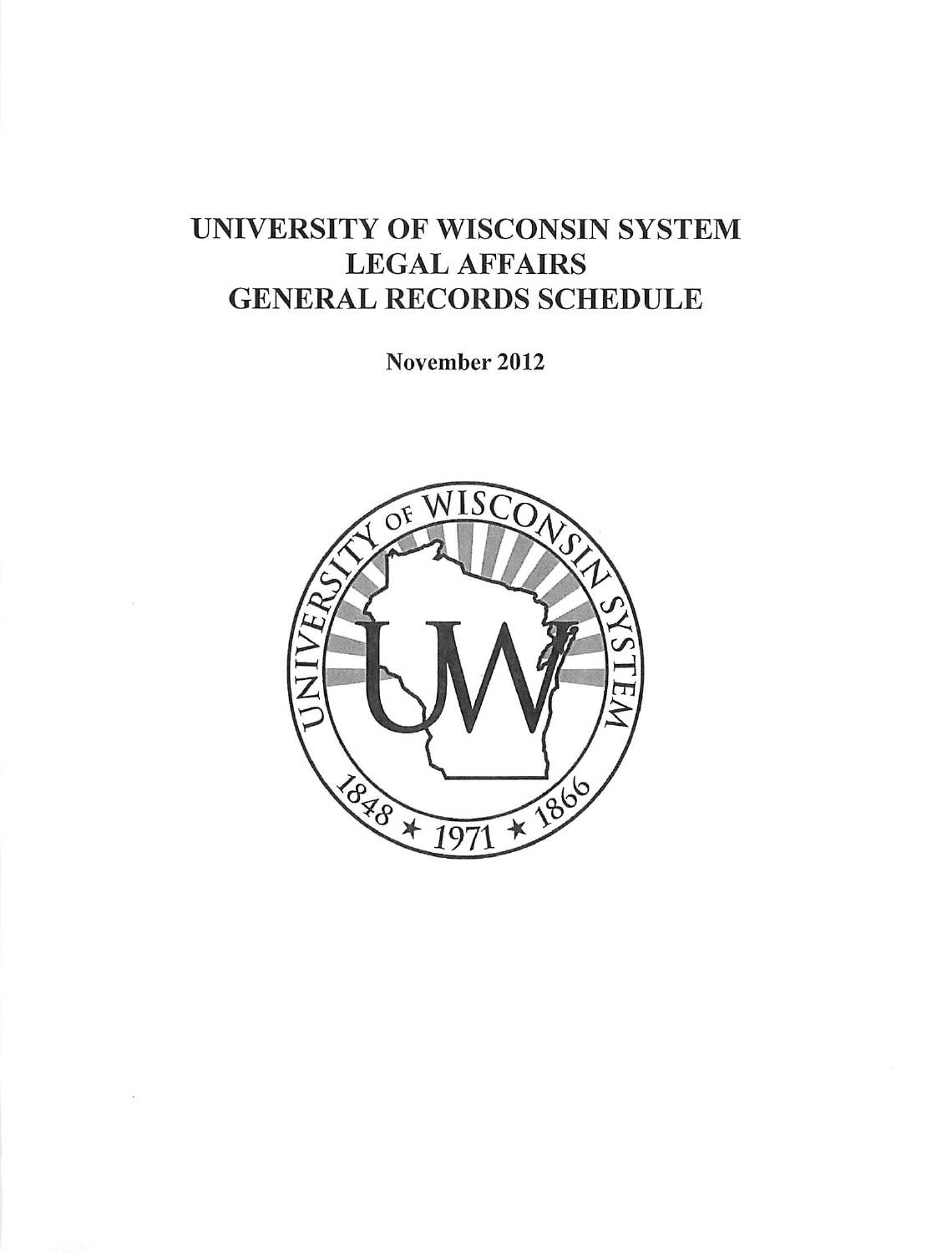# UNIVERSITY OF WISCONSIN SYSTEM
# LEGAL AFFAIRS
# GENERAL RECORDS SCHEDULE

**November 2012**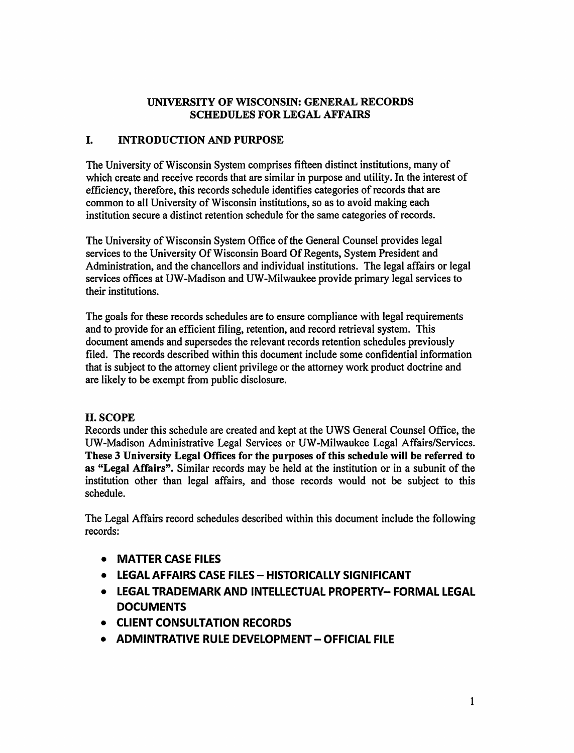# UNIVERSITY OF WISCONSIN: GENERAL RECORDS SCHEDULES FOR LEGAL AFFAIRS

## I. INTRODUCTION AND PURPOSE

The University of Wisconsin System comprises fifteen distinct institutions, many of which create and receive records that are similar in purpose and utility. In the interest of efficiency, therefore, this records schedule identifies categories of records that are common to all University of Wisconsin institutions, so as to avoid making each institution secure a distinct retention schedule for the same categories of records.

The University of Wisconsin System Office of the General Counsel provides legal services to the University Of Wisconsin Board Of Regents, System President and Administration, and the chancellors and individual institutions. The legal affairs or legal services offices at UW-Madison and UW-Milwaukee provide primary legal services to their institutions.

The goals for these records schedules are to ensure compliance with legal requirements and to provide for an efficient filing, retention, and record retrieval system. This document amends and supersedes the relevant records retention schedules previously filed. The records described within this document include some confidential information that is subject to the attorney client privilege or the attorney work product doctrine and are likely to be exempt from public disclosure.

## II. SCOPE

Records under this schedule are created and kept at the UWS General Counsel Office, the UW-Madison Administrative Legal Services or UW-Milwaukee Legal Affairs/Services. **These 3 University Legal Offices for the purposes of this schedule will be referred to as "Legal Affairs".** Similar records may be held at the institution or in a subunit of the institution other than legal affairs, and those records would not be subject to this schedule.

The Legal Affairs record schedules described within this document include the following records:

- **MATTER CASE FILES**
- **LEGAL AFFAIRS CASE FILES – HISTORICALLY SIGNIFICANT**
- **LEGAL TRADEMARK AND INTELLECTUAL PROPERTY– FORMAL LEGAL DOCUMENTS**
- **CLIENT CONSULTATION RECORDS**
- **ADMINTRATIVE RULE DEVELOPMENT – OFFICIAL FILE**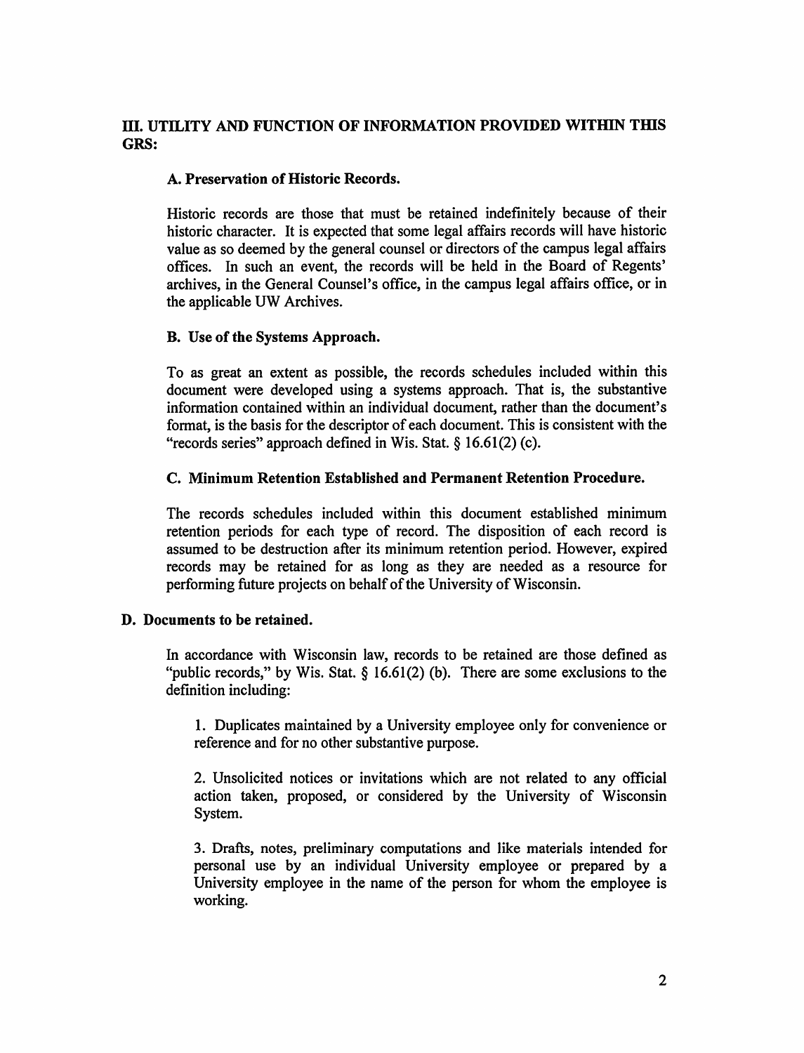## III. UTILITY AND FUNCTION OF INFORMATION PROVIDED WITHIN THIS GRS:

### A. Preservation of Historic Records.

Historic records are those that must be retained indefinitely because of their historic character. It is expected that some legal affairs records will have historic value as so deemed by the general counsel or directors of the campus legal affairs offices. In such an event, the records will be held in the Board of Regents' archives, in the General Counsel's office, in the campus legal affairs office, or in the applicable UW Archives.

### B. Use of the Systems Approach.

To as great an extent as possible, the records schedules included within this document were developed using a systems approach. That is, the substantive information contained within an individual document, rather than the document's format, is the basis for the descriptor of each document. This is consistent with the "records series" approach defined in Wis. Stat. § 16.61(2) (c).

### C. Minimum Retention Established and Permanent Retention Procedure.

The records schedules included within this document established minimum retention periods for each type of record. The disposition of each record is assumed to be destruction after its minimum retention period. However, expired records may be retained for as long as they are needed as a resource for performing future projects on behalf of the University of Wisconsin.

### D. Documents to be retained.

In accordance with Wisconsin law, records to be retained are those defined as "public records," by Wis. Stat. § 16.61(2) (b). There are some exclusions to the definition including:

1. Duplicates maintained by a University employee only for convenience or reference and for no other substantive purpose.

2. Unsolicited notices or invitations which are not related to any official action taken, proposed, or considered by the University of Wisconsin System.

3. Drafts, notes, preliminary computations and like materials intended for personal use by an individual University employee or prepared by a University employee in the name of the person for whom the employee is working.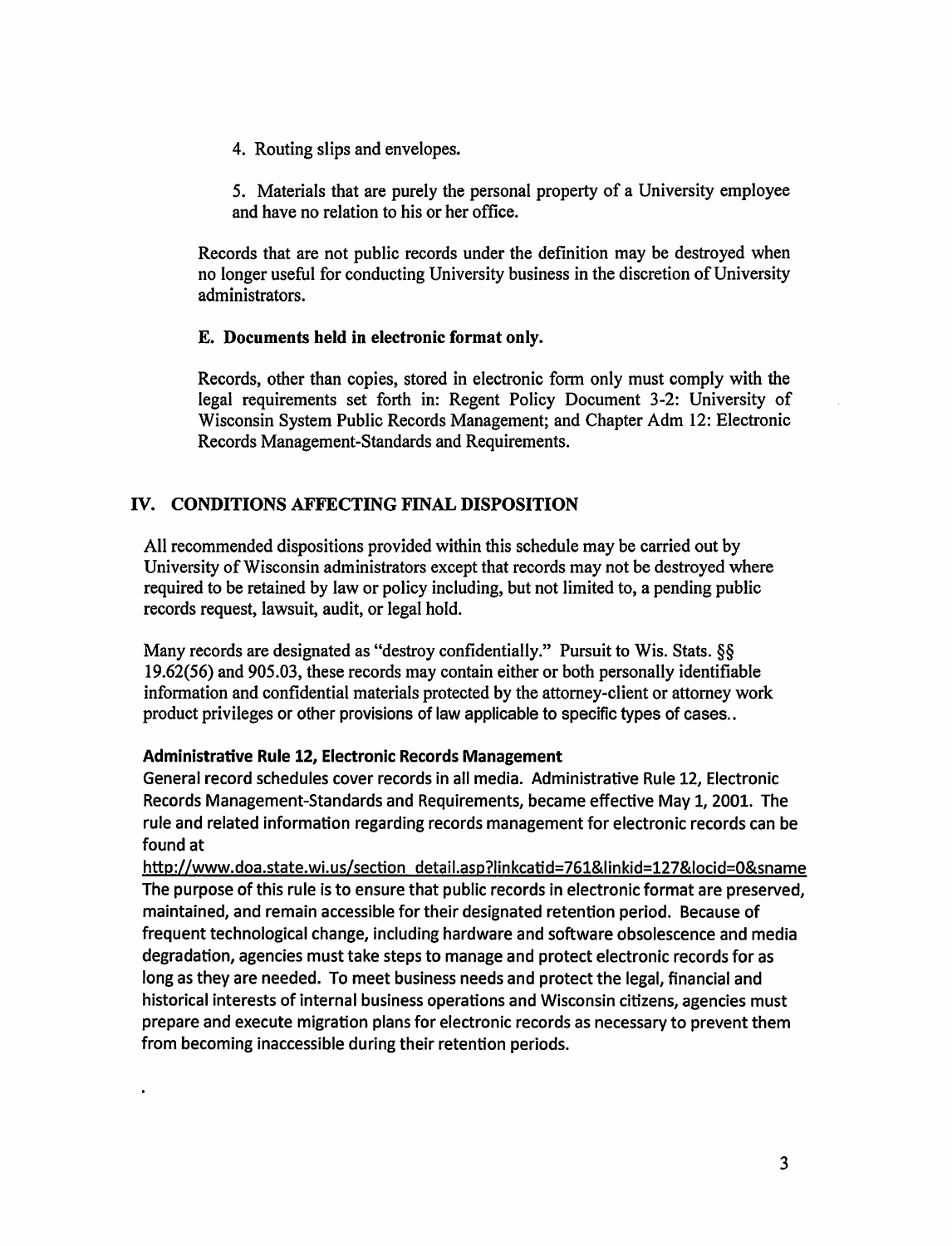4. Routing slips and envelopes.

5. Materials that are purely the personal property of a University employee and have no relation to his or her office.

Records that are not public records under the definition may be destroyed when no longer useful for conducting University business in the discretion of University administrators.

### E. Documents held in electronic format only.

Records, other than copies, stored in electronic form only must comply with the legal requirements set forth in: Regent Policy Document 3-2: University of Wisconsin System Public Records Management; and Chapter Adm 12: Electronic Records Management-Standards and Requirements.

## IV. CONDITIONS AFFECTING FINAL DISPOSITION

All recommended dispositions provided within this schedule may be carried out by University of Wisconsin administrators except that records may not be destroyed where required to be retained by law or policy including, but not limited to, a pending public records request, lawsuit, audit, or legal hold.

Many records are designated as "destroy confidentially." Pursuit to Wis. Stats. §§ 19.62(56) and 905.03, these records may contain either or both personally identifiable information and confidential materials protected by the attorney-client or attorney work product privileges or other provisions of law applicable to specific types of cases..

**Administrative Rule 12, Electronic Records Management**

General record schedules cover records in all media. Administrative Rule 12, Electronic Records Management-Standards and Requirements, became effective May 1, 2001. The rule and related information regarding records management for electronic records can be found at http://www.doa.state.wi.us/section_detail.asp?linkcatid=761&linkid=127&locid=0&sname The purpose of this rule is to ensure that public records in electronic format are preserved, maintained, and remain accessible for their designated retention period. Because of frequent technological change, including hardware and software obsolescence and media degradation, agencies must take steps to manage and protect electronic records for as long as they are needed. To meet business needs and protect the legal, financial and historical interests of internal business operations and Wisconsin citizens, agencies must prepare and execute migration plans for electronic records as necessary to prevent them from becoming inaccessible during their retention periods.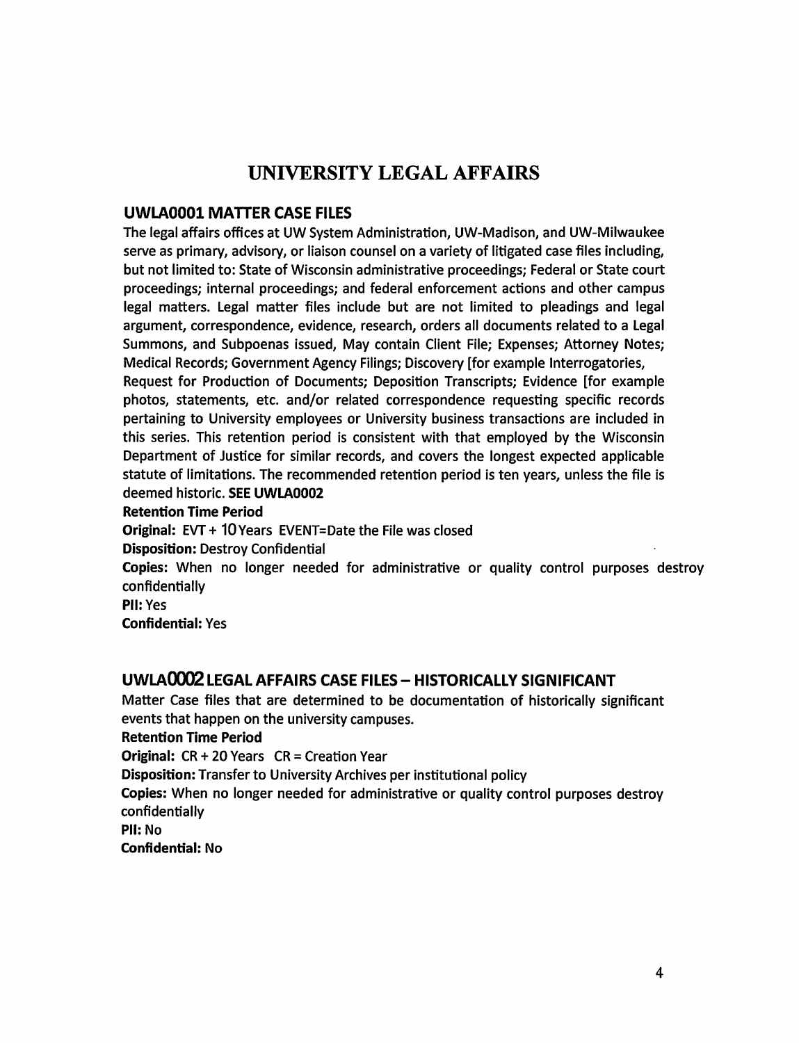# UNIVERSITY LEGAL AFFAIRS

## UWLA0001 MATTER CASE FILES

The legal affairs offices at UW System Administration, UW-Madison, and UW-Milwaukee serve as primary, advisory, or liaison counsel on a variety of litigated case files including, but not limited to: State of Wisconsin administrative proceedings; Federal or State court proceedings; internal proceedings; and federal enforcement actions and other campus legal matters. Legal matter files include but are not limited to pleadings and legal argument, correspondence, evidence, research, orders all documents related to a Legal Summons, and Subpoenas issued, May contain Client File; Expenses; Attorney Notes; Medical Records; Government Agency Filings; Discovery [for example Interrogatories, Request for Production of Documents; Deposition Transcripts; Evidence [for example photos, statements, etc. and/or related correspondence requesting specific records pertaining to University employees or University business transactions are included in this series. This retention period is consistent with that employed by the Wisconsin Department of Justice for similar records, and covers the longest expected applicable statute of limitations. The recommended retention period is ten years, unless the file is deemed historic. **SEE UWLA0002**

**Retention Time Period**

**Original:** EVT + 10 Years EVENT=Date the File was closed

**Disposition:** Destroy Confidential

**Copies:** When no longer needed for administrative or quality control purposes destroy confidentially

**PII:** Yes

**Confidential:** Yes

## UWLA0002 LEGAL AFFAIRS CASE FILES – HISTORICALLY SIGNIFICANT

Matter Case files that are determined to be documentation of historically significant events that happen on the university campuses.

**Retention Time Period**

**Original:** CR + 20 Years CR = Creation Year

**Disposition:** Transfer to University Archives per institutional policy

**Copies:** When no longer needed for administrative or quality control purposes destroy confidentially

**PII:** No

**Confidential:** No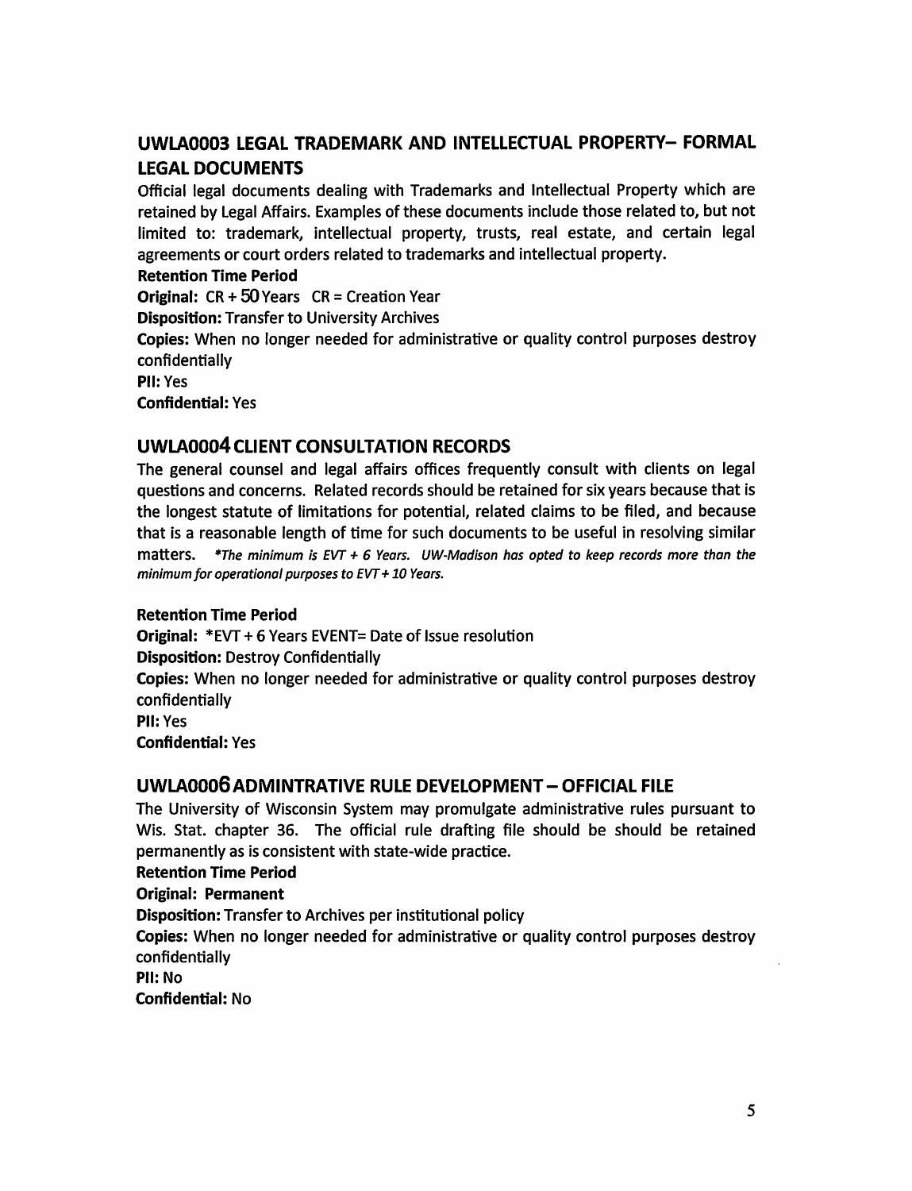## UWLA0003 LEGAL TRADEMARK AND INTELLECTUAL PROPERTY– FORMAL LEGAL DOCUMENTS

Official legal documents dealing with Trademarks and Intellectual Property which are retained by Legal Affairs. Examples of these documents include those related to, but not limited to: trademark, intellectual property, trusts, real estate, and certain legal agreements or court orders related to trademarks and intellectual property.

**Retention Time Period**

**Original:** CR + 50 Years CR = Creation Year

**Disposition:** Transfer to University Archives

**Copies:** When no longer needed for administrative or quality control purposes destroy confidentially

**PII:** Yes

**Confidential:** Yes

## UWLA0004 CLIENT CONSULTATION RECORDS

The general counsel and legal affairs offices frequently consult with clients on legal questions and concerns. Related records should be retained for six years because that is the longest statute of limitations for potential, related claims to be filed, and because that is a reasonable length of time for such documents to be useful in resolving similar matters. ****The minimum is EVT + 6 Years. UW-Madison has opted to keep records more than the minimum for operational purposes to EVT + 10 Years.***

**Retention Time Period**

**Original:** *EVT + 6 Years EVENT= Date of Issue resolution

**Disposition:** Destroy Confidentially

**Copies:** When no longer needed for administrative or quality control purposes destroy confidentially

**PII:** Yes

**Confidential:** Yes

## UWLA0006 ADMINTRATIVE RULE DEVELOPMENT – OFFICIAL FILE

The University of Wisconsin System may promulgate administrative rules pursuant to Wis. Stat. chapter 36. The official rule drafting file should be should be retained permanently as is consistent with state-wide practice.

**Retention Time Period**

**Original: Permanent**

**Disposition:** Transfer to Archives per institutional policy

**Copies:** When no longer needed for administrative or quality control purposes destroy confidentially

**PII:** No

**Confidential:** No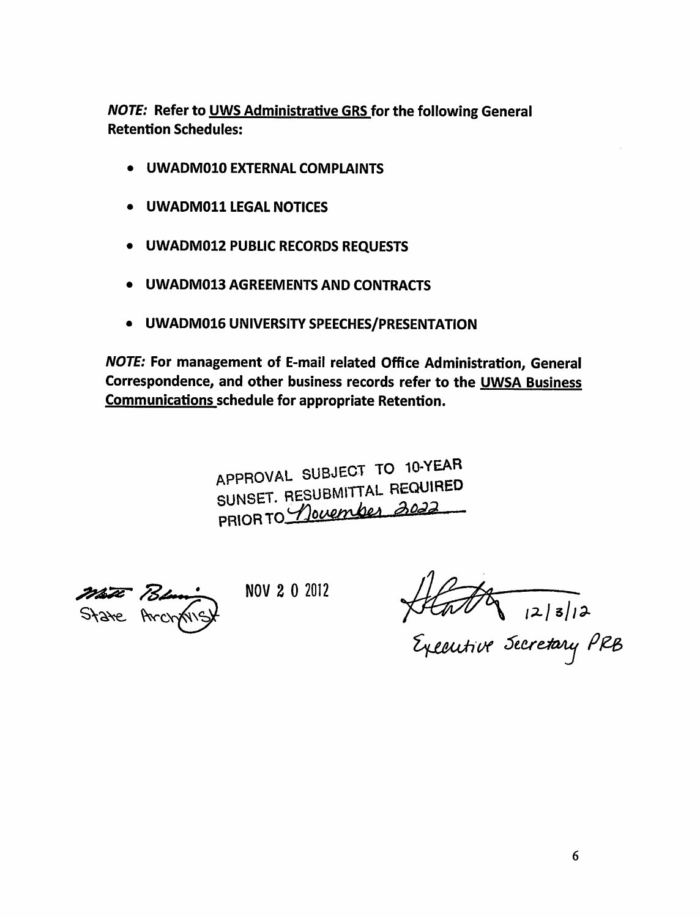***NOTE:*** **Refer to UWS Administrative GRS for the following General Retention Schedules:**

- **UWADM010 EXTERNAL COMPLAINTS**
- **UWADM011 LEGAL NOTICES**
- **UWADM012 PUBLIC RECORDS REQUESTS**
- **UWADM013 AGREEMENTS AND CONTRACTS**
- **UWADM016 UNIVERSITY SPEECHES/PRESENTATION**

***NOTE:*** **For management of E-mail related Office Administration, General Correspondence, and other business records refer to the UWSA Business Communications schedule for appropriate Retention.**

APPROVAL SUBJECT TO 10-YEAR SUNSET. RESUBMITTAL REQUIRED PRIOR TO November 2022

State Archivist NOV 2 0 2012

12/3/12

Executive Secretary PRB